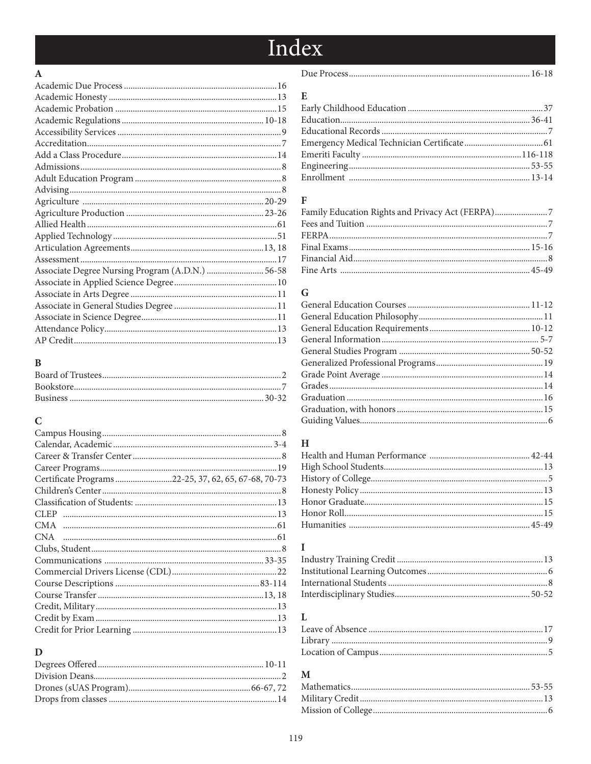# Index

## A

Academic Due Process ... 16
Academic Honesty ... 13
Academic Probation ... 15
Academic Regulations ... 10-18
Accessibility Services ... 9
Accreditation ... 7
Add a Class Procedure ... 14
Admissions ... 8
Adult Education Program ... 8
Advising ... 8
Agriculture ... 20-29
Agriculture Production ... 23-26
Allied Health ... 61
Applied Technology ... 51
Articulation Agreements ... 13, 18
Assessment ... 17
Associate Degree Nursing Program (A.D.N.) ... 56-58
Associate in Applied Science Degree ... 10
Associate in Arts Degree ... 11
Associate in General Studies Degree ... 11
Associate in Science Degree ... 11
Attendance Policy ... 13
AP Credit ... 13

## B

Board of Trustees ... 2
Bookstore ... 7
Business ... 30-32

## C

Campus Housing ... 8
Calendar, Academic ... 3-4
Career & Transfer Center ... 8
Career Programs ... 19
Certificate Programs ... 22-25, 37, 62, 65, 67-68, 70-73
Children's Center ... 8
Classification of Students: ... 13
CLEP ... 13
CMA ... 61
CNA ... 61
Clubs, Student ... 8
Communications ... 33-35
Commercial Drivers License (CDL) ... 22
Course Descriptions ... 83-114
Course Transfer ... 13, 18
Credit, Military ... 13
Credit by Exam ... 13
Credit for Prior Learning ... 13

## D

Degrees Offered ... 10-11
Division Deans ... 2
Drones (sUAS Program) ... 66-67, 72
Drops from classes ... 14
Due Process ... 16-18

## E

Early Childhood Education ... 37
Education ... 36-41
Educational Records ... 7
Emergency Medical Technician Certificate ... 61
Emeriti Faculty ... 116-118
Engineering ... 53-55
Enrollment ... 13-14

## F

Family Education Rights and Privacy Act (FERPA) ... 7
Fees and Tuition ... 7
FERPA ... 7
Final Exams ... 15-16
Financial Aid ... 8
Fine Arts ... 45-49

## G

General Education Courses ... 11-12
General Education Philosophy ... 11
General Education Requirements ... 10-12
General Information ... 5-7
General Studies Program ... 50-52
Generalized Professional Programs ... 19
Grade Point Average ... 14
Grades ... 14
Graduation ... 16
Graduation, with honors ... 15
Guiding Values ... 6

## H

Health and Human Performance ... 42-44
High School Students ... 13
History of College ... 5
Honesty Policy ... 13
Honor Graduate ... 15
Honor Roll ... 15
Humanities ... 45-49

## I

Industry Training Credit ... 13
Institutional Learning Outcomes ... 6
International Students ... 8
Interdisciplinary Studies ... 50-52

## L

Leave of Absence ... 17
Library ... 9
Location of Campus ... 5

## M

Mathematics ... 53-55
Military Credit ... 13
Mission of College ... 6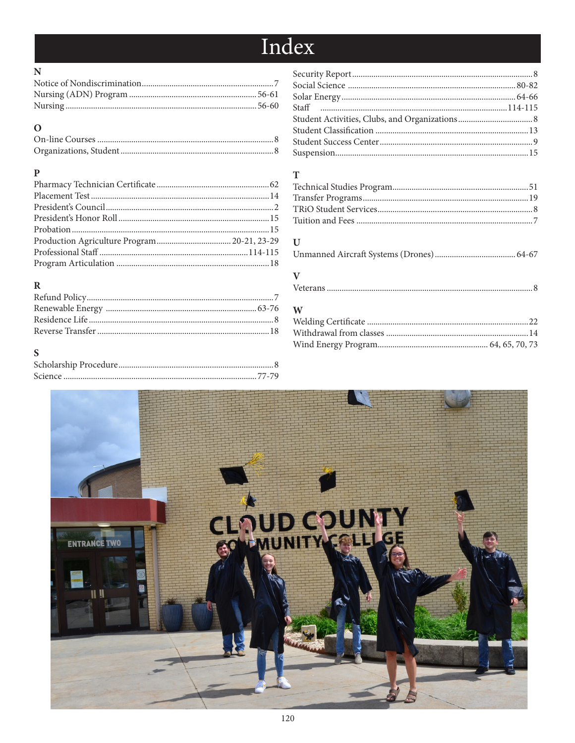# Index

## N

Notice of Nondiscrimination .......... 7
Nursing (ADN) Program .......... 56-61
Nursing .......... 56-60

## O

On-line Courses .......... 8
Organizations, Student .......... 8

## P

Pharmacy Technician Certificate .......... 62
Placement Test .......... 14
President's Council .......... 2
President's Honor Roll .......... 15
Probation .......... 15
Production Agriculture Program .......... 20-21, 23-29
Professional Staff .......... 114-115
Program Articulation .......... 18

## R

Refund Policy .......... 7
Renewable Energy .......... 63-76
Residence Life .......... 8
Reverse Transfer .......... 18

## S

Scholarship Procedure .......... 8
Science .......... 77-79
Security Report .......... 8
Social Science .......... 80-82
Solar Energy .......... 64-66
Staff .......... 114-115
Student Activities, Clubs, and Organizations .......... 8
Student Classification .......... 13
Student Success Center .......... 9
Suspension .......... 15

## T

Technical Studies Program .......... 51
Transfer Programs .......... 19
TRiO Student Services .......... 8
Tuition and Fees .......... 7

## U

Unmanned Aircraft Systems (Drones) .......... 64-67

## V

Veterans .......... 8

## W

Welding Certificate .......... 22
Withdrawal from classes .......... 14
Wind Energy Program .......... 64, 65, 70, 73